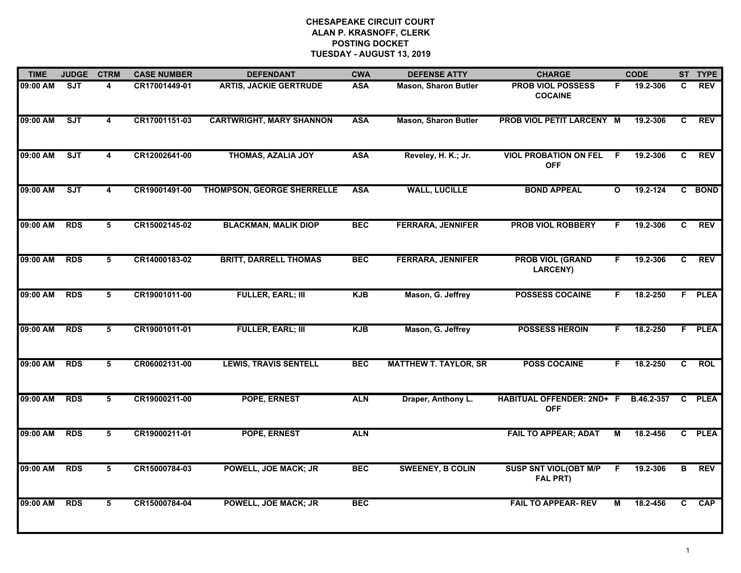# CHESAPEAKE CIRCUIT COURT
## ALAN P. KRASNOFF, CLERK
## POSTING DOCKET
## TUESDAY - AUGUST 13, 2019

| TIME | JUDGE | CTRM | CASE NUMBER | DEFENDANT | CWA | DEFENSE ATTY | CHARGE | | CODE | ST | TYPE |
|---|---|---|---|---|---|---|---|---|---|---|---|
| 09:00 AM | SJT | 4 | CR17001449-01 | ARTIS, JACKIE GERTRUDE | ASA | Mason, Sharon Butler | PROB VIOL POSSESS COCAINE | F | 19.2-306 | C | REV |
| 09:00 AM | SJT | 4 | CR17001151-03 | CARTWRIGHT, MARY SHANNON | ASA | Mason, Sharon Butler | PROB VIOL PETIT LARCENY | M | 19.2-306 | C | REV |
| 09:00 AM | SJT | 4 | CR12002641-00 | THOMAS, AZALIA JOY | ASA | Reveley, H. K.; Jr. | VIOL PROBATION ON FEL OFF | F | 19.2-306 | C | REV |
| 09:00 AM | SJT | 4 | CR19001491-00 | THOMPSON, GEORGE SHERRELLE | ASA | WALL, LUCILLE | BOND APPEAL | O | 19.2-124 | C | BOND |
| 09:00 AM | RDS | 5 | CR15002145-02 | BLACKMAN, MALIK DIOP | BEC | FERRARA, JENNIFER | PROB VIOL ROBBERY | F | 19.2-306 | C | REV |
| 09:00 AM | RDS | 5 | CR14000183-02 | BRITT, DARRELL THOMAS | BEC | FERRARA, JENNIFER | PROB VIOL (GRAND LARCENY) | F | 19.2-306 | C | REV |
| 09:00 AM | RDS | 5 | CR19001011-00 | FULLER, EARL; III | KJB | Mason, G. Jeffrey | POSSESS COCAINE | F | 18.2-250 | F | PLEA |
| 09:00 AM | RDS | 5 | CR19001011-01 | FULLER, EARL; III | KJB | Mason, G. Jeffrey | POSSESS HEROIN | F | 18.2-250 | F | PLEA |
| 09:00 AM | RDS | 5 | CR06002131-00 | LEWIS, TRAVIS SENTELL | BEC | MATTHEW T. TAYLOR, SR | POSS COCAINE | F | 18.2-250 | C | ROL |
| 09:00 AM | RDS | 5 | CR19000211-00 | POPE, ERNEST | ALN | Draper, Anthony L. | HABITUAL OFFENDER: 2ND+ OFF | F | B.46.2-357 | C | PLEA |
| 09:00 AM | RDS | 5 | CR19000211-01 | POPE, ERNEST | ALN | | FAIL TO APPEAR; ADAT | M | 18.2-456 | C | PLEA |
| 09:00 AM | RDS | 5 | CR15000784-03 | POWELL, JOE MACK; JR | BEC | SWEENEY, B COLIN | SUSP SNT VIOL(OBT M/P FAL PRT) | F | 19.2-306 | B | REV |
| 09:00 AM | RDS | 5 | CR15000784-04 | POWELL, JOE MACK; JR | BEC | | FAIL TO APPEAR- REV | M | 18.2-456 | C | CAP |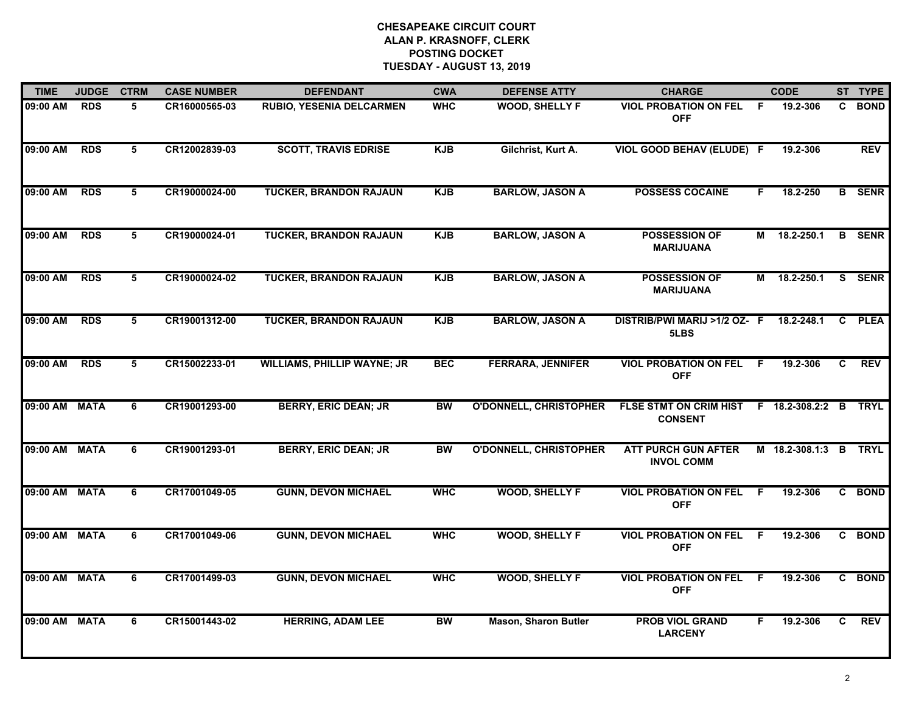**CHESAPEAKE CIRCUIT COURT**
**ALAN P. KRASNOFF, CLERK**
**POSTING DOCKET**
**TUESDAY - AUGUST 13, 2019**

| TIME | JUDGE | CTRM | CASE NUMBER | DEFENDANT | CWA | DEFENSE ATTY | CHARGE | | CODE | ST | TYPE |
|---|---|---|---|---|---|---|---|---|---|---|---|
| 09:00 AM | RDS | 5 | CR16000565-03 | RUBIO, YESENIA DELCARMEN | WHC | WOOD, SHELLY F | VIOL PROBATION ON FEL OFF | F | 19.2-306 | C | BOND |
| 09:00 AM | RDS | 5 | CR12002839-03 | SCOTT, TRAVIS EDRISE | KJB | Gilchrist, Kurt A. | VIOL GOOD BEHAV (ELUDE) | F | 19.2-306 | | REV |
| 09:00 AM | RDS | 5 | CR19000024-00 | TUCKER, BRANDON RAJAUN | KJB | BARLOW, JASON A | POSSESS COCAINE | F | 18.2-250 | B | SENR |
| 09:00 AM | RDS | 5 | CR19000024-01 | TUCKER, BRANDON RAJAUN | KJB | BARLOW, JASON A | POSSESSION OF MARIJUANA | M | 18.2-250.1 | B | SENR |
| 09:00 AM | RDS | 5 | CR19000024-02 | TUCKER, BRANDON RAJAUN | KJB | BARLOW, JASON A | POSSESSION OF MARIJUANA | M | 18.2-250.1 | S | SENR |
| 09:00 AM | RDS | 5 | CR19001312-00 | TUCKER, BRANDON RAJAUN | KJB | BARLOW, JASON A | DISTRIB/PWI MARIJ >1/2 OZ-5LBS | F | 18.2-248.1 | C | PLEA |
| 09:00 AM | RDS | 5 | CR15002233-01 | WILLIAMS, PHILLIP WAYNE; JR | BEC | FERRARA, JENNIFER | VIOL PROBATION ON FEL OFF | F | 19.2-306 | C | REV |
| 09:00 AM | MATA | 6 | CR19001293-00 | BERRY, ERIC DEAN; JR | BW | O'DONNELL, CHRISTOPHER | FLSE STMT ON CRIM HIST CONSENT | F | 18.2-308.2:2 | B | TRYL |
| 09:00 AM | MATA | 6 | CR19001293-01 | BERRY, ERIC DEAN; JR | BW | O'DONNELL, CHRISTOPHER | ATT PURCH GUN AFTER INVOL COMM | M | 18.2-308.1:3 | B | TRYL |
| 09:00 AM | MATA | 6 | CR17001049-05 | GUNN, DEVON MICHAEL | WHC | WOOD, SHELLY F | VIOL PROBATION ON FEL OFF | F | 19.2-306 | C | BOND |
| 09:00 AM | MATA | 6 | CR17001049-06 | GUNN, DEVON MICHAEL | WHC | WOOD, SHELLY F | VIOL PROBATION ON FEL OFF | F | 19.2-306 | C | BOND |
| 09:00 AM | MATA | 6 | CR17001499-03 | GUNN, DEVON MICHAEL | WHC | WOOD, SHELLY F | VIOL PROBATION ON FEL OFF | F | 19.2-306 | C | BOND |
| 09:00 AM | MATA | 6 | CR15001443-02 | HERRING, ADAM LEE | BW | Mason, Sharon Butler | PROB VIOL GRAND LARCENY | F | 19.2-306 | C | REV |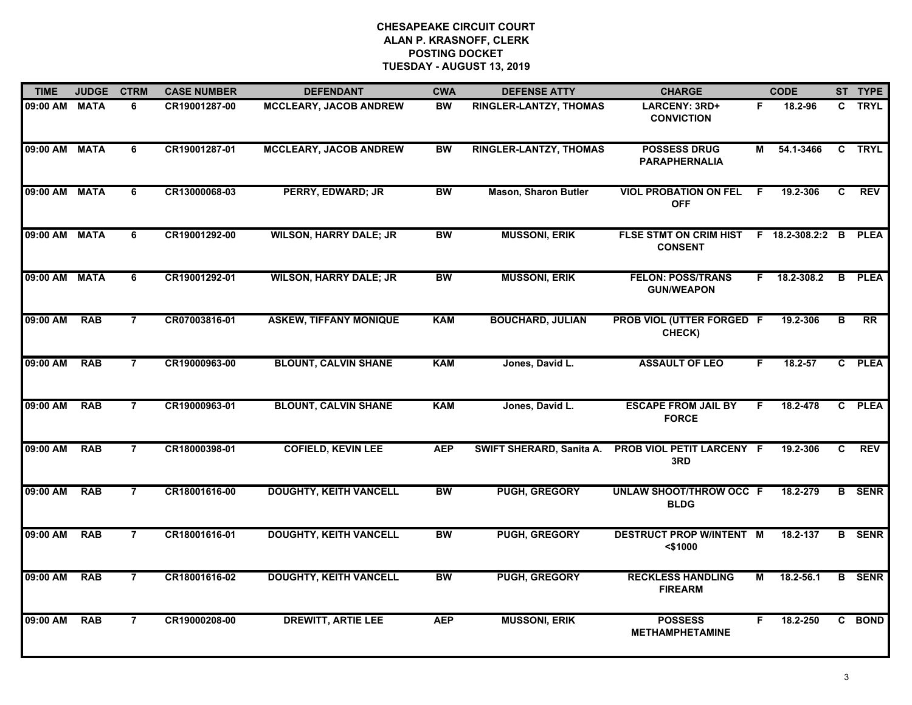# CHESAPEAKE CIRCUIT COURT
## ALAN P. KRASNOFF, CLERK
## POSTING DOCKET
## TUESDAY - AUGUST 13, 2019

| TIME | JUDGE | CTRM | CASE NUMBER | DEFENDANT | CWA | DEFENSE ATTY | CHARGE | | CODE | ST | TYPE |
|---|---|---|---|---|---|---|---|---|---|---|---|
| 09:00 AM | MATA | 6 | CR19001287-00 | MCCLEARY, JACOB ANDREW | BW | RINGLER-LANTZY, THOMAS | LARCENY: 3RD+ CONVICTION | F | 18.2-96 | C | TRYL |
| 09:00 AM | MATA | 6 | CR19001287-01 | MCCLEARY, JACOB ANDREW | BW | RINGLER-LANTZY, THOMAS | POSSESS DRUG PARAPHERNALIA | M | 54.1-3466 | C | TRYL |
| 09:00 AM | MATA | 6 | CR13000068-03 | PERRY, EDWARD; JR | BW | Mason, Sharon Butler | VIOL PROBATION ON FEL OFF | F | 19.2-306 | C | REV |
| 09:00 AM | MATA | 6 | CR19001292-00 | WILSON, HARRY DALE; JR | BW | MUSSONI, ERIK | FLSE STMT ON CRIM HIST CONSENT | F | 18.2-308.2:2 | B | PLEA |
| 09:00 AM | MATA | 6 | CR19001292-01 | WILSON, HARRY DALE; JR | BW | MUSSONI, ERIK | FELON: POSS/TRANS GUN/WEAPON | F | 18.2-308.2 | B | PLEA |
| 09:00 AM | RAB | 7 | CR07003816-01 | ASKEW, TIFFANY MONIQUE | KAM | BOUCHARD, JULIAN | PROB VIOL (UTTER FORGED CHECK) | F | 19.2-306 | B | RR |
| 09:00 AM | RAB | 7 | CR19000963-00 | BLOUNT, CALVIN SHANE | KAM | Jones, David L. | ASSAULT OF LEO | F | 18.2-57 | C | PLEA |
| 09:00 AM | RAB | 7 | CR19000963-01 | BLOUNT, CALVIN SHANE | KAM | Jones, David L. | ESCAPE FROM JAIL BY FORCE | F | 18.2-478 | C | PLEA |
| 09:00 AM | RAB | 7 | CR18000398-01 | COFIELD, KEVIN LEE | AEP | SWIFT SHERARD, Sanita A. | PROB VIOL PETIT LARCENY 3RD | F | 19.2-306 | C | REV |
| 09:00 AM | RAB | 7 | CR18001616-00 | DOUGHTY, KEITH VANCELL | BW | PUGH, GREGORY | UNLAW SHOOT/THROW OCC BLDG | F | 18.2-279 | B | SENR |
| 09:00 AM | RAB | 7 | CR18001616-01 | DOUGHTY, KEITH VANCELL | BW | PUGH, GREGORY | DESTRUCT PROP W/INTENT <$1000 | M | 18.2-137 | B | SENR |
| 09:00 AM | RAB | 7 | CR18001616-02 | DOUGHTY, KEITH VANCELL | BW | PUGH, GREGORY | RECKLESS HANDLING FIREARM | M | 18.2-56.1 | B | SENR |
| 09:00 AM | RAB | 7 | CR19000208-00 | DREWITT, ARTIE LEE | AEP | MUSSONI, ERIK | POSSESS METHAMPHETAMINE | F | 18.2-250 | C | BOND |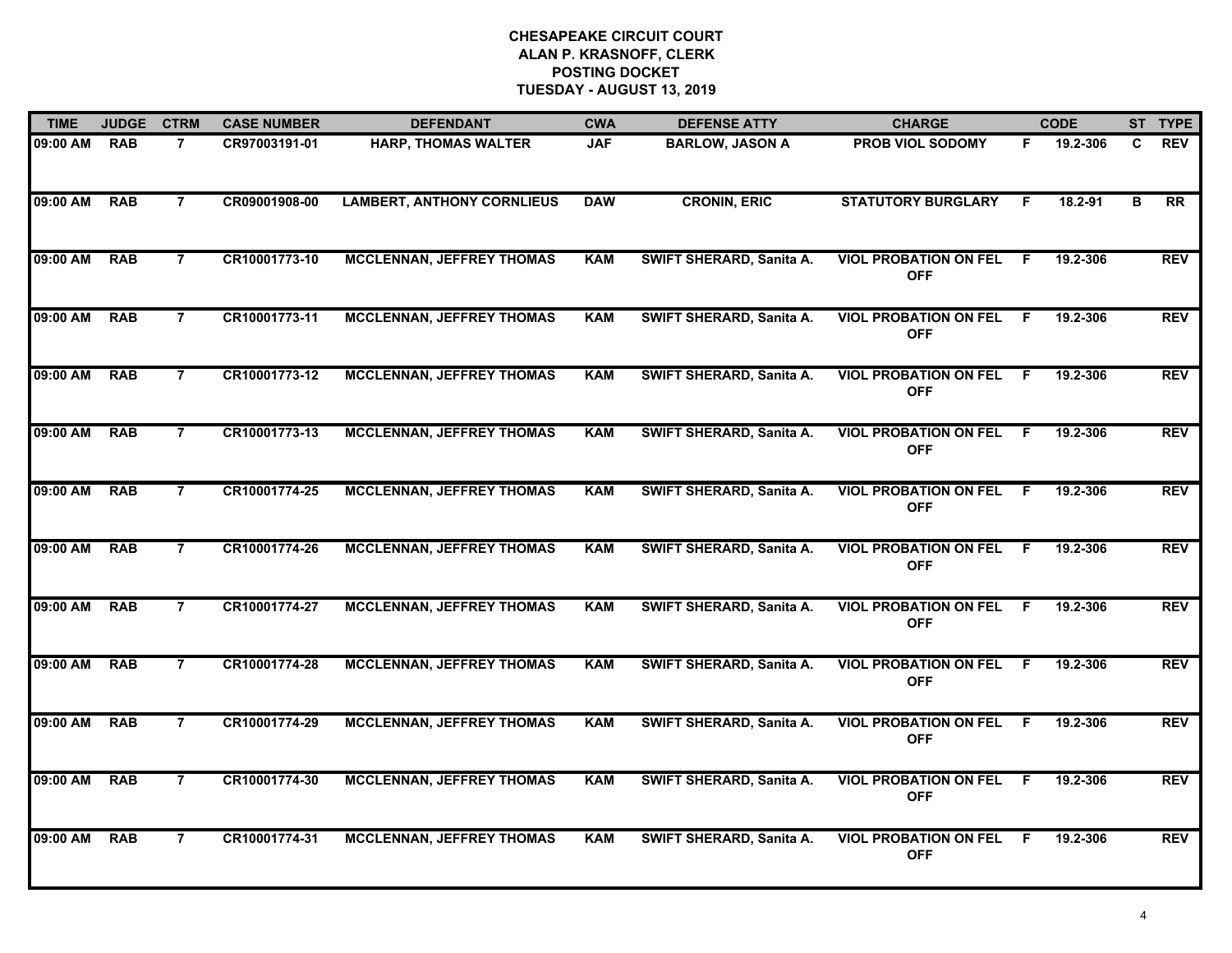# CHESAPEAKE CIRCUIT COURT
## ALAN P. KRASNOFF, CLERK
## POSTING DOCKET
## TUESDAY - AUGUST 13, 2019

| TIME | JUDGE | CTRM | CASE NUMBER | DEFENDANT | CWA | DEFENSE ATTY | CHARGE | | CODE | ST | TYPE |
|---|---|---|---|---|---|---|---|---|---|---|---|
| 09:00 AM | RAB | 7 | CR97003191-01 | HARP, THOMAS WALTER | JAF | BARLOW, JASON A | PROB VIOL SODOMY | F | 19.2-306 | C | REV |
| 09:00 AM | RAB | 7 | CR09001908-00 | LAMBERT, ANTHONY CORNLIEUS | DAW | CRONIN, ERIC | STATUTORY BURGLARY | F | 18.2-91 | B | RR |
| 09:00 AM | RAB | 7 | CR10001773-10 | MCCLENNAN, JEFFREY THOMAS | KAM | SWIFT SHERARD, Sanita A. | VIOL PROBATION ON FEL OFF | F | 19.2-306 | | REV |
| 09:00 AM | RAB | 7 | CR10001773-11 | MCCLENNAN, JEFFREY THOMAS | KAM | SWIFT SHERARD, Sanita A. | VIOL PROBATION ON FEL OFF | F | 19.2-306 | | REV |
| 09:00 AM | RAB | 7 | CR10001773-12 | MCCLENNAN, JEFFREY THOMAS | KAM | SWIFT SHERARD, Sanita A. | VIOL PROBATION ON FEL OFF | F | 19.2-306 | | REV |
| 09:00 AM | RAB | 7 | CR10001773-13 | MCCLENNAN, JEFFREY THOMAS | KAM | SWIFT SHERARD, Sanita A. | VIOL PROBATION ON FEL OFF | F | 19.2-306 | | REV |
| 09:00 AM | RAB | 7 | CR10001774-25 | MCCLENNAN, JEFFREY THOMAS | KAM | SWIFT SHERARD, Sanita A. | VIOL PROBATION ON FEL OFF | F | 19.2-306 | | REV |
| 09:00 AM | RAB | 7 | CR10001774-26 | MCCLENNAN, JEFFREY THOMAS | KAM | SWIFT SHERARD, Sanita A. | VIOL PROBATION ON FEL OFF | F | 19.2-306 | | REV |
| 09:00 AM | RAB | 7 | CR10001774-27 | MCCLENNAN, JEFFREY THOMAS | KAM | SWIFT SHERARD, Sanita A. | VIOL PROBATION ON FEL OFF | F | 19.2-306 | | REV |
| 09:00 AM | RAB | 7 | CR10001774-28 | MCCLENNAN, JEFFREY THOMAS | KAM | SWIFT SHERARD, Sanita A. | VIOL PROBATION ON FEL OFF | F | 19.2-306 | | REV |
| 09:00 AM | RAB | 7 | CR10001774-29 | MCCLENNAN, JEFFREY THOMAS | KAM | SWIFT SHERARD, Sanita A. | VIOL PROBATION ON FEL OFF | F | 19.2-306 | | REV |
| 09:00 AM | RAB | 7 | CR10001774-30 | MCCLENNAN, JEFFREY THOMAS | KAM | SWIFT SHERARD, Sanita A. | VIOL PROBATION ON FEL OFF | F | 19.2-306 | | REV |
| 09:00 AM | RAB | 7 | CR10001774-31 | MCCLENNAN, JEFFREY THOMAS | KAM | SWIFT SHERARD, Sanita A. | VIOL PROBATION ON FEL OFF | F | 19.2-306 | | REV |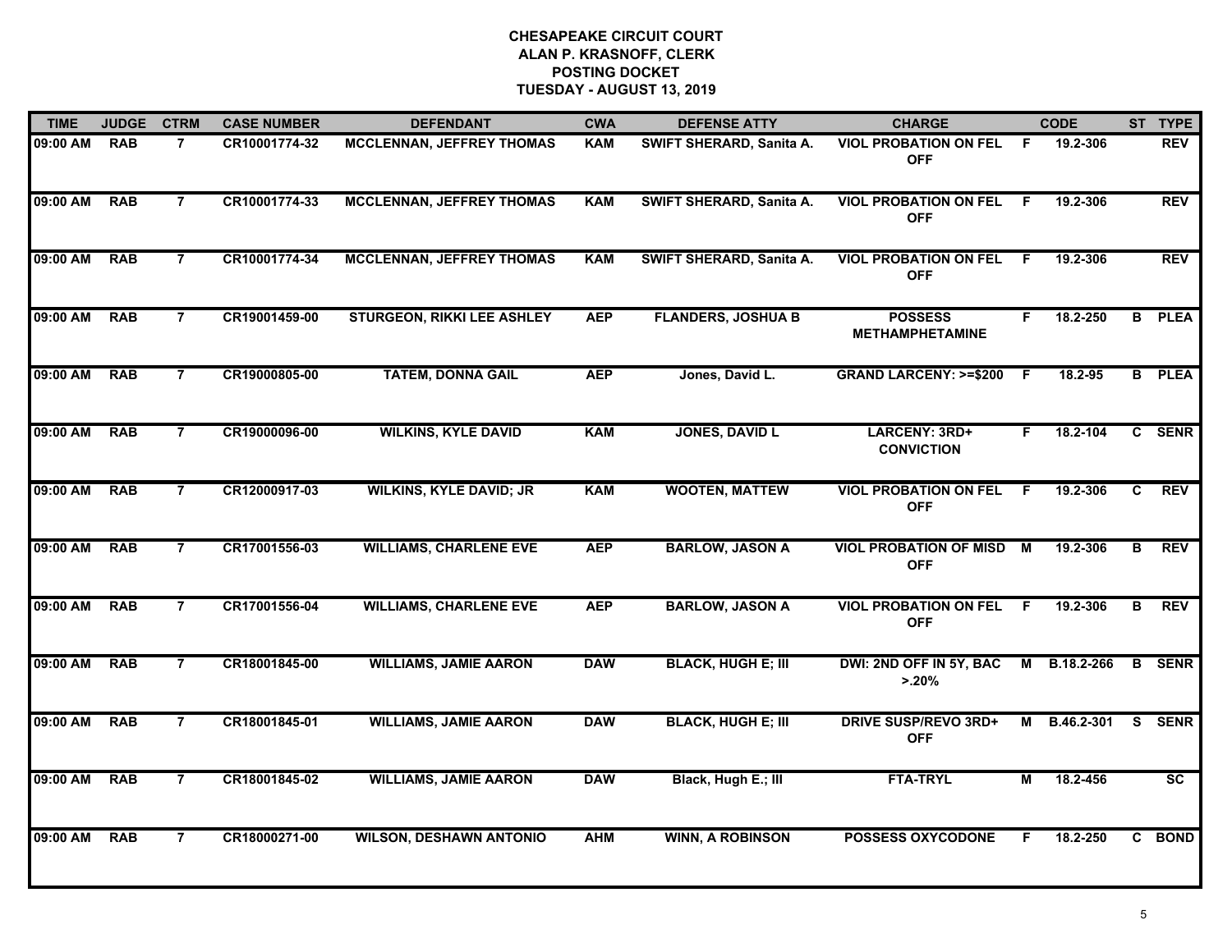# CHESAPEAKE CIRCUIT COURT
## ALAN P. KRASNOFF, CLERK
## POSTING DOCKET
## TUESDAY - AUGUST 13, 2019

| TIME | JUDGE | CTRM | CASE NUMBER | DEFENDANT | CWA | DEFENSE ATTY | CHARGE | | CODE | ST | TYPE |
|---|---|---|---|---|---|---|---|---|---|---|---|
| 09:00 AM | RAB | 7 | CR10001774-32 | MCCLENNAN, JEFFREY THOMAS | KAM | SWIFT SHERARD, Sanita A. | VIOL PROBATION ON FEL OFF | F | 19.2-306 | | REV |
| 09:00 AM | RAB | 7 | CR10001774-33 | MCCLENNAN, JEFFREY THOMAS | KAM | SWIFT SHERARD, Sanita A. | VIOL PROBATION ON FEL OFF | F | 19.2-306 | | REV |
| 09:00 AM | RAB | 7 | CR10001774-34 | MCCLENNAN, JEFFREY THOMAS | KAM | SWIFT SHERARD, Sanita A. | VIOL PROBATION ON FEL OFF | F | 19.2-306 | | REV |
| 09:00 AM | RAB | 7 | CR19001459-00 | STURGEON, RIKKI LEE ASHLEY | AEP | FLANDERS, JOSHUA B | POSSESS METHAMPHETAMINE | F | 18.2-250 | B | PLEA |
| 09:00 AM | RAB | 7 | CR19000805-00 | TATEM, DONNA GAIL | AEP | Jones, David L. | GRAND LARCENY: >=$200 | F | 18.2-95 | B | PLEA |
| 09:00 AM | RAB | 7 | CR19000096-00 | WILKINS, KYLE DAVID | KAM | JONES, DAVID L | LARCENY: 3RD+ CONVICTION | F | 18.2-104 | C | SENR |
| 09:00 AM | RAB | 7 | CR12000917-03 | WILKINS, KYLE DAVID; JR | KAM | WOOTEN, MATTEW | VIOL PROBATION ON FEL OFF | F | 19.2-306 | C | REV |
| 09:00 AM | RAB | 7 | CR17001556-03 | WILLIAMS, CHARLENE EVE | AEP | BARLOW, JASON A | VIOL PROBATION OF MISD OFF | M | 19.2-306 | B | REV |
| 09:00 AM | RAB | 7 | CR17001556-04 | WILLIAMS, CHARLENE EVE | AEP | BARLOW, JASON A | VIOL PROBATION ON FEL OFF | F | 19.2-306 | B | REV |
| 09:00 AM | RAB | 7 | CR18001845-00 | WILLIAMS, JAMIE AARON | DAW | BLACK, HUGH E; III | DWI: 2ND OFF IN 5Y, BAC >.20% | M | B.18.2-266 | B | SENR |
| 09:00 AM | RAB | 7 | CR18001845-01 | WILLIAMS, JAMIE AARON | DAW | BLACK, HUGH E; III | DRIVE SUSP/REVO 3RD+ OFF | M | B.46.2-301 | S | SENR |
| 09:00 AM | RAB | 7 | CR18001845-02 | WILLIAMS, JAMIE AARON | DAW | Black, Hugh E.; III | FTA-TRYL | M | 18.2-456 | | SC |
| 09:00 AM | RAB | 7 | CR18000271-00 | WILSON, DESHAWN ANTONIO | AHM | WINN, A ROBINSON | POSSESS OXYCODONE | F | 18.2-250 | C | BOND |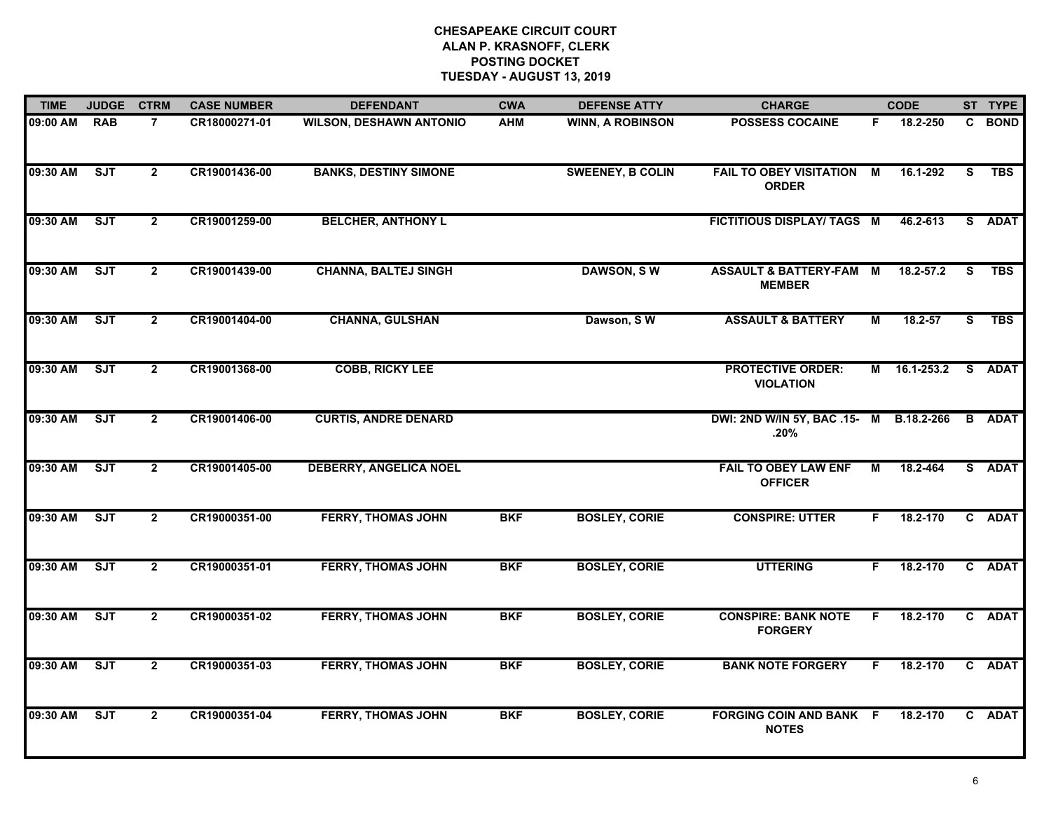# CHESAPEAKE CIRCUIT COURT
## ALAN P. KRASNOFF, CLERK
## POSTING DOCKET
## TUESDAY - AUGUST 13, 2019

| TIME | JUDGE | CTRM | CASE NUMBER | DEFENDANT | CWA | DEFENSE ATTY | CHARGE | | CODE | ST | TYPE |
|---|---|---|---|---|---|---|---|---|---|---|---|
| 09:00 AM | RAB | 7 | CR18000271-01 | WILSON, DESHAWN ANTONIO | AHM | WINN, A ROBINSON | POSSESS COCAINE | F | 18.2-250 | C | BOND |
| 09:30 AM | SJT | 2 | CR19001436-00 | BANKS, DESTINY SIMONE | | SWEENEY, B COLIN | FAIL TO OBEY VISITATION ORDER | M | 16.1-292 | S | TBS |
| 09:30 AM | SJT | 2 | CR19001259-00 | BELCHER, ANTHONY L | | | FICTITIOUS DISPLAY/ TAGS | M | 46.2-613 | S | ADAT |
| 09:30 AM | SJT | 2 | CR19001439-00 | CHANNA, BALTEJ SINGH | | DAWSON, S W | ASSAULT & BATTERY-FAM MEMBER | M | 18.2-57.2 | S | TBS |
| 09:30 AM | SJT | 2 | CR19001404-00 | CHANNA, GULSHAN | | Dawson, S W | ASSAULT & BATTERY | M | 18.2-57 | S | TBS |
| 09:30 AM | SJT | 2 | CR19001368-00 | COBB, RICKY LEE | | | PROTECTIVE ORDER: VIOLATION | M | 16.1-253.2 | S | ADAT |
| 09:30 AM | SJT | 2 | CR19001406-00 | CURTIS, ANDRE DENARD | | | DWI: 2ND W/IN 5Y, BAC .15-.20% | M | B.18.2-266 | B | ADAT |
| 09:30 AM | SJT | 2 | CR19001405-00 | DEBERRY, ANGELICA NOEL | | | FAIL TO OBEY LAW ENF OFFICER | M | 18.2-464 | S | ADAT |
| 09:30 AM | SJT | 2 | CR19000351-00 | FERRY, THOMAS JOHN | BKF | BOSLEY, CORIE | CONSPIRE: UTTER | F | 18.2-170 | C | ADAT |
| 09:30 AM | SJT | 2 | CR19000351-01 | FERRY, THOMAS JOHN | BKF | BOSLEY, CORIE | UTTERING | F | 18.2-170 | C | ADAT |
| 09:30 AM | SJT | 2 | CR19000351-02 | FERRY, THOMAS JOHN | BKF | BOSLEY, CORIE | CONSPIRE: BANK NOTE FORGERY | F | 18.2-170 | C | ADAT |
| 09:30 AM | SJT | 2 | CR19000351-03 | FERRY, THOMAS JOHN | BKF | BOSLEY, CORIE | BANK NOTE FORGERY | F | 18.2-170 | C | ADAT |
| 09:30 AM | SJT | 2 | CR19000351-04 | FERRY, THOMAS JOHN | BKF | BOSLEY, CORIE | FORGING COIN AND BANK NOTES | F | 18.2-170 | C | ADAT |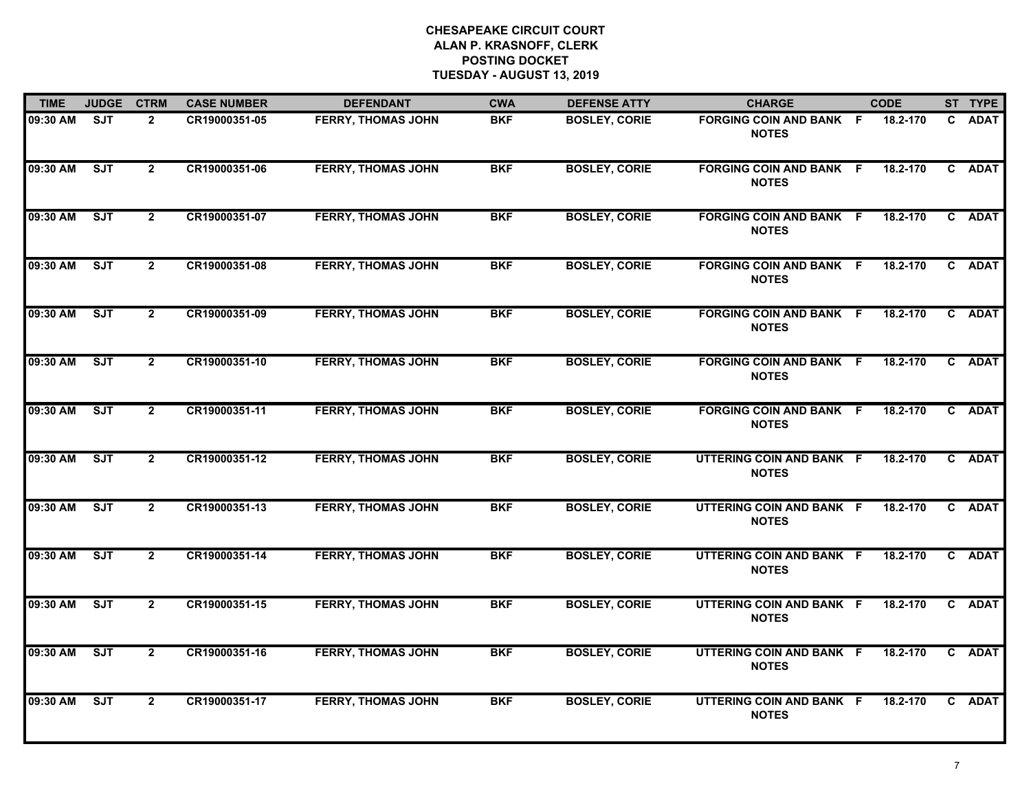**CHESAPEAKE CIRCUIT COURT**
**ALAN P. KRASNOFF, CLERK**
**POSTING DOCKET**
**TUESDAY - AUGUST 13, 2019**

| TIME | JUDGE | CTRM | CASE NUMBER | DEFENDANT | CWA | DEFENSE ATTY | CHARGE | | CODE | ST | TYPE |
|---|---|---|---|---|---|---|---|---|---|---|---|
| 09:30 AM | SJT | 2 | CR19000351-05 | FERRY, THOMAS JOHN | BKF | BOSLEY, CORIE | FORGING COIN AND BANK NOTES | F | 18.2-170 | C | ADAT |
| 09:30 AM | SJT | 2 | CR19000351-06 | FERRY, THOMAS JOHN | BKF | BOSLEY, CORIE | FORGING COIN AND BANK NOTES | F | 18.2-170 | C | ADAT |
| 09:30 AM | SJT | 2 | CR19000351-07 | FERRY, THOMAS JOHN | BKF | BOSLEY, CORIE | FORGING COIN AND BANK NOTES | F | 18.2-170 | C | ADAT |
| 09:30 AM | SJT | 2 | CR19000351-08 | FERRY, THOMAS JOHN | BKF | BOSLEY, CORIE | FORGING COIN AND BANK NOTES | F | 18.2-170 | C | ADAT |
| 09:30 AM | SJT | 2 | CR19000351-09 | FERRY, THOMAS JOHN | BKF | BOSLEY, CORIE | FORGING COIN AND BANK NOTES | F | 18.2-170 | C | ADAT |
| 09:30 AM | SJT | 2 | CR19000351-10 | FERRY, THOMAS JOHN | BKF | BOSLEY, CORIE | FORGING COIN AND BANK NOTES | F | 18.2-170 | C | ADAT |
| 09:30 AM | SJT | 2 | CR19000351-11 | FERRY, THOMAS JOHN | BKF | BOSLEY, CORIE | FORGING COIN AND BANK NOTES | F | 18.2-170 | C | ADAT |
| 09:30 AM | SJT | 2 | CR19000351-12 | FERRY, THOMAS JOHN | BKF | BOSLEY, CORIE | UTTERING COIN AND BANK NOTES | F | 18.2-170 | C | ADAT |
| 09:30 AM | SJT | 2 | CR19000351-13 | FERRY, THOMAS JOHN | BKF | BOSLEY, CORIE | UTTERING COIN AND BANK NOTES | F | 18.2-170 | C | ADAT |
| 09:30 AM | SJT | 2 | CR19000351-14 | FERRY, THOMAS JOHN | BKF | BOSLEY, CORIE | UTTERING COIN AND BANK NOTES | F | 18.2-170 | C | ADAT |
| 09:30 AM | SJT | 2 | CR19000351-15 | FERRY, THOMAS JOHN | BKF | BOSLEY, CORIE | UTTERING COIN AND BANK NOTES | F | 18.2-170 | C | ADAT |
| 09:30 AM | SJT | 2 | CR19000351-16 | FERRY, THOMAS JOHN | BKF | BOSLEY, CORIE | UTTERING COIN AND BANK NOTES | F | 18.2-170 | C | ADAT |
| 09:30 AM | SJT | 2 | CR19000351-17 | FERRY, THOMAS JOHN | BKF | BOSLEY, CORIE | UTTERING COIN AND BANK NOTES | F | 18.2-170 | C | ADAT |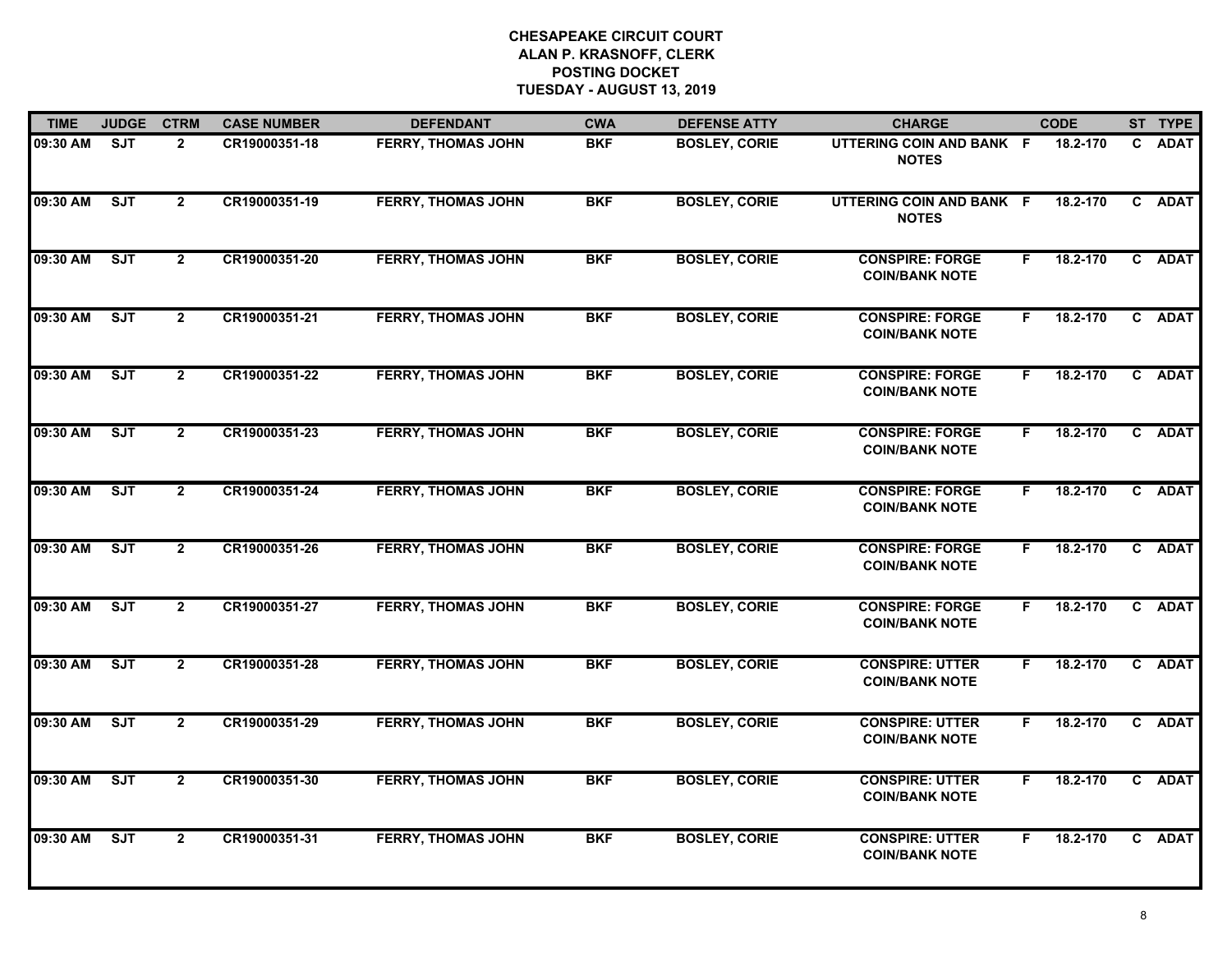**CHESAPEAKE CIRCUIT COURT**
**ALAN P. KRASNOFF, CLERK**
**POSTING DOCKET**
**TUESDAY - AUGUST 13, 2019**

| TIME | JUDGE | CTRM | CASE NUMBER | DEFENDANT | CWA | DEFENSE ATTY | CHARGE | | CODE | ST | TYPE |
|---|---|---|---|---|---|---|---|---|---|---|---|
| 09:30 AM | SJT | 2 | CR19000351-18 | FERRY, THOMAS JOHN | BKF | BOSLEY, CORIE | UTTERING COIN AND BANK NOTES | F | 18.2-170 | C | ADAT |
| 09:30 AM | SJT | 2 | CR19000351-19 | FERRY, THOMAS JOHN | BKF | BOSLEY, CORIE | UTTERING COIN AND BANK NOTES | F | 18.2-170 | C | ADAT |
| 09:30 AM | SJT | 2 | CR19000351-20 | FERRY, THOMAS JOHN | BKF | BOSLEY, CORIE | CONSPIRE: FORGE COIN/BANK NOTE | F | 18.2-170 | C | ADAT |
| 09:30 AM | SJT | 2 | CR19000351-21 | FERRY, THOMAS JOHN | BKF | BOSLEY, CORIE | CONSPIRE: FORGE COIN/BANK NOTE | F | 18.2-170 | C | ADAT |
| 09:30 AM | SJT | 2 | CR19000351-22 | FERRY, THOMAS JOHN | BKF | BOSLEY, CORIE | CONSPIRE: FORGE COIN/BANK NOTE | F | 18.2-170 | C | ADAT |
| 09:30 AM | SJT | 2 | CR19000351-23 | FERRY, THOMAS JOHN | BKF | BOSLEY, CORIE | CONSPIRE: FORGE COIN/BANK NOTE | F | 18.2-170 | C | ADAT |
| 09:30 AM | SJT | 2 | CR19000351-24 | FERRY, THOMAS JOHN | BKF | BOSLEY, CORIE | CONSPIRE: FORGE COIN/BANK NOTE | F | 18.2-170 | C | ADAT |
| 09:30 AM | SJT | 2 | CR19000351-26 | FERRY, THOMAS JOHN | BKF | BOSLEY, CORIE | CONSPIRE: FORGE COIN/BANK NOTE | F | 18.2-170 | C | ADAT |
| 09:30 AM | SJT | 2 | CR19000351-27 | FERRY, THOMAS JOHN | BKF | BOSLEY, CORIE | CONSPIRE: FORGE COIN/BANK NOTE | F | 18.2-170 | C | ADAT |
| 09:30 AM | SJT | 2 | CR19000351-28 | FERRY, THOMAS JOHN | BKF | BOSLEY, CORIE | CONSPIRE: UTTER COIN/BANK NOTE | F | 18.2-170 | C | ADAT |
| 09:30 AM | SJT | 2 | CR19000351-29 | FERRY, THOMAS JOHN | BKF | BOSLEY, CORIE | CONSPIRE: UTTER COIN/BANK NOTE | F | 18.2-170 | C | ADAT |
| 09:30 AM | SJT | 2 | CR19000351-30 | FERRY, THOMAS JOHN | BKF | BOSLEY, CORIE | CONSPIRE: UTTER COIN/BANK NOTE | F | 18.2-170 | C | ADAT |
| 09:30 AM | SJT | 2 | CR19000351-31 | FERRY, THOMAS JOHN | BKF | BOSLEY, CORIE | CONSPIRE: UTTER COIN/BANK NOTE | F | 18.2-170 | C | ADAT |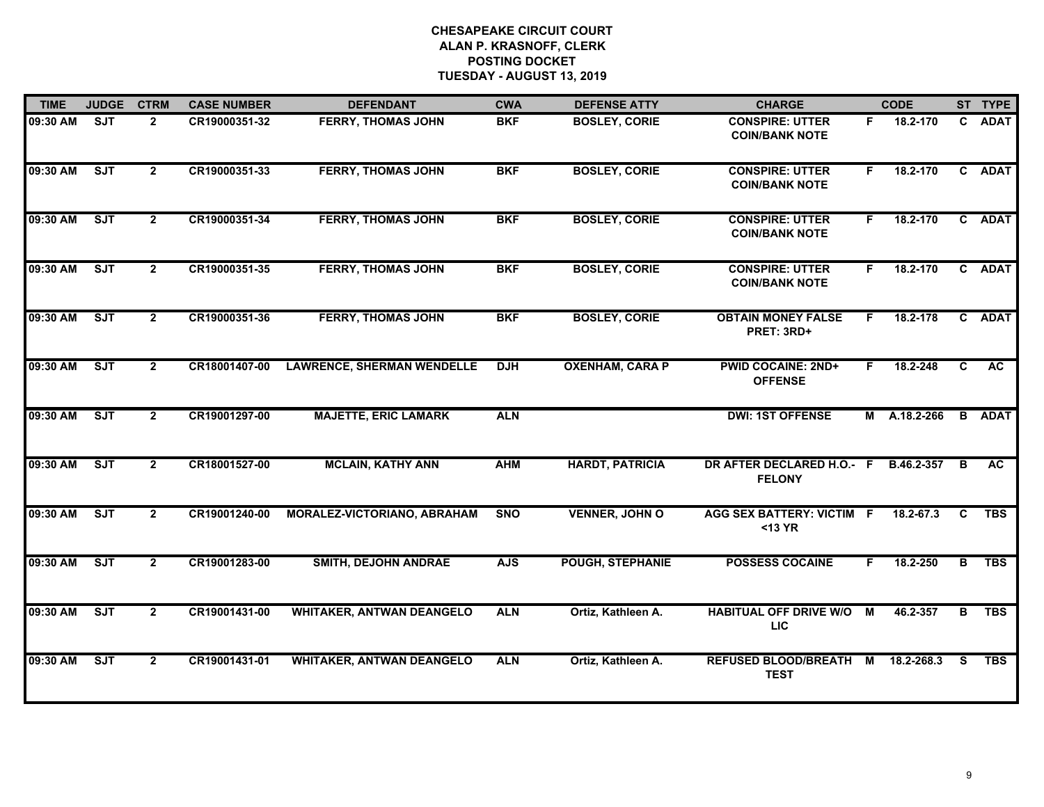# CHESAPEAKE CIRCUIT COURT
## ALAN P. KRASNOFF, CLERK
## POSTING DOCKET
## TUESDAY - AUGUST 13, 2019

| TIME | JUDGE | CTRM | CASE NUMBER | DEFENDANT | CWA | DEFENSE ATTY | CHARGE | | CODE | ST | TYPE |
|---|---|---|---|---|---|---|---|---|---|---|---|
| 09:30 AM | SJT | 2 | CR19000351-32 | FERRY, THOMAS JOHN | BKF | BOSLEY, CORIE | CONSPIRE: UTTER COIN/BANK NOTE | F | 18.2-170 | C | ADAT |
| 09:30 AM | SJT | 2 | CR19000351-33 | FERRY, THOMAS JOHN | BKF | BOSLEY, CORIE | CONSPIRE: UTTER COIN/BANK NOTE | F | 18.2-170 | C | ADAT |
| 09:30 AM | SJT | 2 | CR19000351-34 | FERRY, THOMAS JOHN | BKF | BOSLEY, CORIE | CONSPIRE: UTTER COIN/BANK NOTE | F | 18.2-170 | C | ADAT |
| 09:30 AM | SJT | 2 | CR19000351-35 | FERRY, THOMAS JOHN | BKF | BOSLEY, CORIE | CONSPIRE: UTTER COIN/BANK NOTE | F | 18.2-170 | C | ADAT |
| 09:30 AM | SJT | 2 | CR19000351-36 | FERRY, THOMAS JOHN | BKF | BOSLEY, CORIE | OBTAIN MONEY FALSE PRET: 3RD+ | F | 18.2-178 | C | ADAT |
| 09:30 AM | SJT | 2 | CR18001407-00 | LAWRENCE, SHERMAN WENDELLE | DJH | OXENHAM, CARA P | PWID COCAINE: 2ND+ OFFENSE | F | 18.2-248 | C | AC |
| 09:30 AM | SJT | 2 | CR19001297-00 | MAJETTE, ERIC LAMARK | ALN | | DWI: 1ST OFFENSE | M | A.18.2-266 | B | ADAT |
| 09:30 AM | SJT | 2 | CR18001527-00 | MCLAIN, KATHY ANN | AHM | HARDT, PATRICIA | DR AFTER DECLARED H.O.- FELONY | F | B.46.2-357 | B | AC |
| 09:30 AM | SJT | 2 | CR19001240-00 | MORALEZ-VICTORIANO, ABRAHAM | SNO | VENNER, JOHN O | AGG SEX BATTERY: VICTIM <13 YR | F | 18.2-67.3 | C | TBS |
| 09:30 AM | SJT | 2 | CR19001283-00 | SMITH, DEJOHN ANDRAE | AJS | POUGH, STEPHANIE | POSSESS COCAINE | F | 18.2-250 | B | TBS |
| 09:30 AM | SJT | 2 | CR19001431-00 | WHITAKER, ANTWAN DEANGELO | ALN | Ortiz, Kathleen A. | HABITUAL OFF DRIVE W/O LIC | M | 46.2-357 | B | TBS |
| 09:30 AM | SJT | 2 | CR19001431-01 | WHITAKER, ANTWAN DEANGELO | ALN | Ortiz, Kathleen A. | REFUSED BLOOD/BREATH TEST | M | 18.2-268.3 | S | TBS |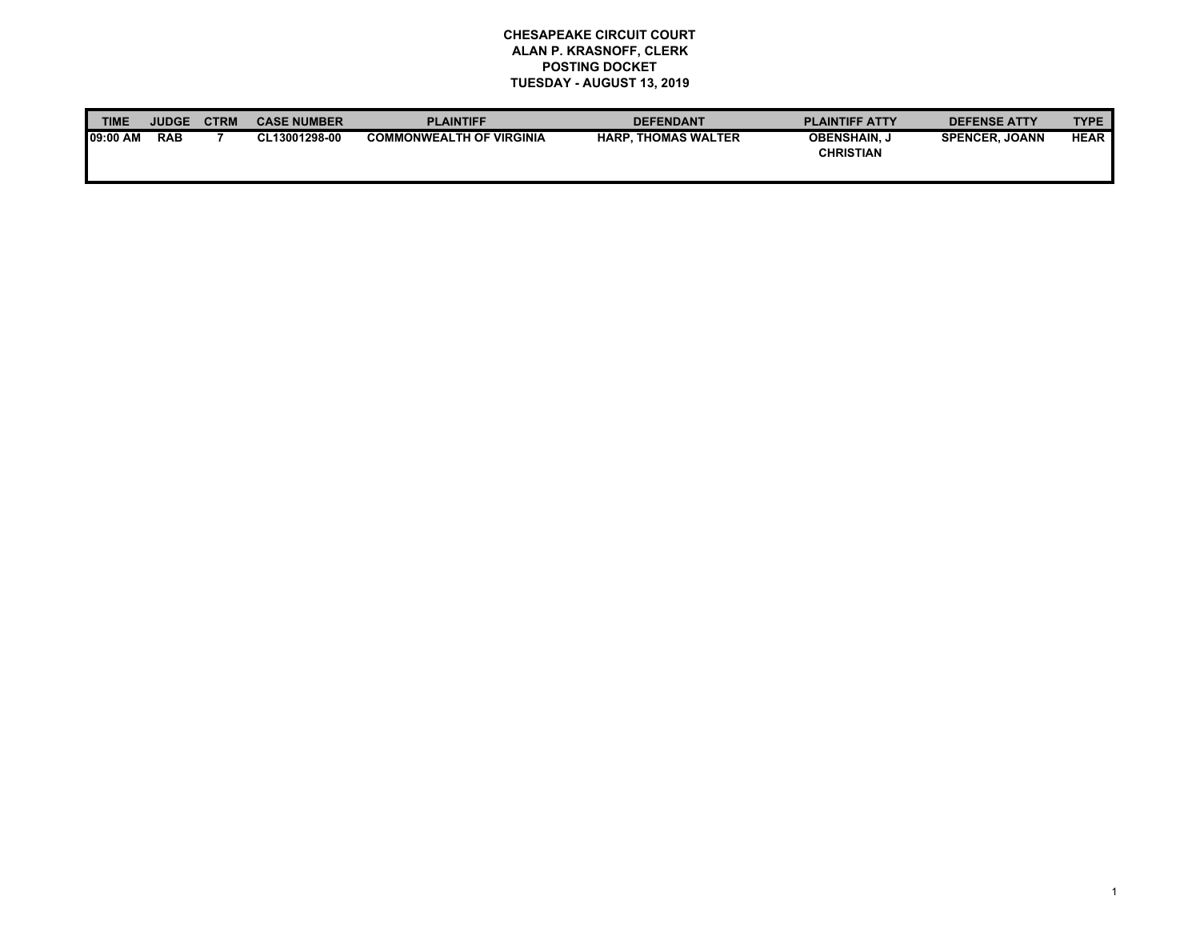**CHESAPEAKE CIRCUIT COURT**
**ALAN P. KRASNOFF, CLERK**
**POSTING DOCKET**
**TUESDAY - AUGUST 13, 2019**

| TIME | JUDGE | CTRM | CASE NUMBER | PLAINTIFF | DEFENDANT | PLAINTIFF ATTY | DEFENSE ATTY | TYPE |
|---|---|---|---|---|---|---|---|---|
| 09:00 AM | RAB | 7 | CL13001298-00 | COMMONWEALTH OF VIRGINIA | HARP, THOMAS WALTER | OBENSHAIN, J CHRISTIAN | SPENCER, JOANN | HEAR |